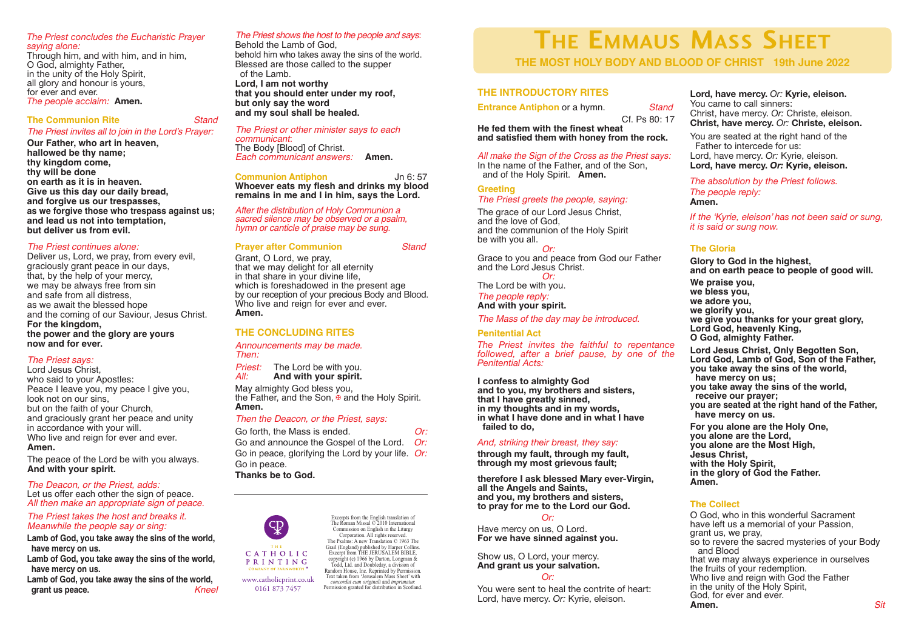# The Emmaus Mass Sheet

**THE MOST HOLY BODY AND BLOOD OF CHRIST 19th June 2022**

## THE INTRODUCTORY RITES

**Entrance Antiphon** or a hymn. *Stand*

Cf. Ps 80: 17

**He fed them with the finest wheat**
**and satisfied them with honey from the rock.**

*All make the Sign of the Cross as the Priest says:*
In the name of the Father, and of the Son, and of the Holy Spirit. **Amen.**

### Greeting

*The Priest greets the people, saying:*

The grace of our Lord Jesus Christ,
and the love of God,
and the communion of the Holy Spirit
be with you all.

*Or:*

Grace to you and peace from God our Father
and the Lord Jesus Christ.

*Or:*

The Lord be with you.

*The people reply:*
**And with your spirit.**

*The Mass of the day may be introduced.*

### Penitential Act

*The Priest invites the faithful to repentance followed, after a brief pause, by one of the Penitential Acts:*

**I confess to almighty God**
**and to you, my brothers and sisters,**
**that I have greatly sinned,**
**in my thoughts and in my words,**
**in what I have done and in what I have failed to do,**

*And, striking their breast, they say:*

**through my fault, through my fault,**
**through my most grievous fault;**

**therefore I ask blessed Mary ever-Virgin,**
**all the Angels and Saints,**
**and you, my brothers and sisters,**
**to pray for me to the Lord our God.**

*Or:*

Have mercy on us, O Lord.
**For we have sinned against you.**

Show us, O Lord, your mercy.
**And grant us your salvation.**

*Or:*

You were sent to heal the contrite of heart:
Lord, have mercy. *Or:* Kyrie, eleison.
**Lord, have mercy.** *Or:* **Kyrie, eleison.**
You came to call sinners:
Christ, have mercy. *Or:* Christe, eleison.
**Christ, have mercy.** *Or:* **Christe, eleison.**

You are seated at the right hand of the Father to intercede for us:
Lord, have mercy. *Or:* Kyrie, eleison.
**Lord, have mercy.** *Or:* **Kyrie, eleison.**

*The absolution by the Priest follows.*
*The people reply:*
**Amen.**

*If the 'Kyrie, eleison' has not been said or sung, it is said or sung now.*

### The Gloria

**Glory to God in the highest,**
**and on earth peace to people of good will.**

**We praise you,**
**we bless you,**
**we adore you,**
**we glorify you,**
**we give you thanks for your great glory,**
**Lord God, heavenly King,**
**O God, almighty Father.**

**Lord Jesus Christ, Only Begotten Son,**
**Lord God, Lamb of God, Son of the Father,**
**you take away the sins of the world,**
**have mercy on us;**
**you take away the sins of the world,**
**receive our prayer;**
**you are seated at the right hand of the Father,**
**have mercy on us.**

**For you alone are the Holy One,**
**you alone are the Lord,**
**you alone are the Most High,**
**Jesus Christ,**
**with the Holy Spirit,**
**in the glory of God the Father.**
**Amen.**

### The Collect

O God, who in this wonderful Sacrament
have left us a memorial of your Passion,
grant us, we pray,
so to revere the sacred mysteries of your Body and Blood
that we may always experience in ourselves
the fruits of your redemption.
Who live and reign with God the Father
in the unity of the Holy Spirit,
God, for ever and ever.
**Amen.** *Sit*

---

*The Priest concludes the Eucharistic Prayer saying alone:*
Through him, and with him, and in him,
O God, almighty Father,
in the unity of the Holy Spirit,
all glory and honour is yours,
for ever and ever.
*The people acclaim:* **Amen.**

### The Communion Rite *Stand*

*The Priest invites all to join in the Lord's Prayer:*

**Our Father, who art in heaven,**
**hallowed be thy name;**
**thy kingdom come,**
**thy will be done**
**on earth as it is in heaven.**
**Give us this day our daily bread,**
**and forgive us our trespasses,**
**as we forgive those who trespass against us;**
**and lead us not into temptation,**
**but deliver us from evil.**

*The Priest continues alone:*
Deliver us, Lord, we pray, from every evil,
graciously grant peace in our days,
that, by the help of your mercy,
we may be always free from sin
and safe from all distress,
as we await the blessed hope
and the coming of our Saviour, Jesus Christ.
**For the kingdom,**
**the power and the glory are yours**
**now and for ever.**

*The Priest says:*
Lord Jesus Christ,
who said to your Apostles:
Peace I leave you, my peace I give you,
look not on our sins,
but on the faith of your Church,
and graciously grant her peace and unity
in accordance with your will.
Who live and reign for ever and ever.
**Amen.**

The peace of the Lord be with you always.
**And with your spirit.**

*The Deacon, or the Priest, adds:*
Let us offer each other the sign of peace.
*All then make an appropriate sign of peace.*

*The Priest takes the host and breaks it.*
*Meanwhile the people say or sing:*

**Lamb of God, you take away the sins of the world, have mercy on us.**
**Lamb of God, you take away the sins of the world, have mercy on us.**
**Lamb of God, you take away the sins of the world, grant us peace.** *Kneel*

*The Priest shows the host to the people and says:*
Behold the Lamb of God,
behold him who takes away the sins of the world.
Blessed are those called to the supper of the Lamb.
**Lord, I am not worthy**
**that you should enter under my roof,**
**but only say the word**
**and my soul shall be healed.**

*The Priest or other minister says to each communicant:*
The Body [Blood] of Christ.
*Each communicant answers:* **Amen.**

**Communion Antiphon** Jn 6: 57
**Whoever eats my flesh and drinks my blood remains in me and I in him, says the Lord.**

*After the distribution of Holy Communion a sacred silence may be observed or a psalm, hymn or canticle of praise may be sung.*

### Prayer after Communion *Stand*

Grant, O Lord, we pray,
that we may delight for all eternity
in that share in your divine life,
which is foreshadowed in the present age
by our reception of your precious Body and Blood.
Who live and reign for ever and ever.
**Amen.**

## THE CONCLUDING RITES

*Announcements may be made.*
*Then:*

*Priest:* The Lord be with you.
*All:* **And with your spirit.**

May almighty God bless you,
the Father, and the Son, ✠ and the Holy Spirit.
**Amen.**

*Then the Deacon, or the Priest, says:*

Go forth, the Mass is ended. *Or:*
Go and announce the Gospel of the Lord. *Or:*
Go in peace, glorifying the Lord by your life. *Or:*
Go in peace.
**Thanks be to God.**

---

THE CATHOLIC PRINTING COMPANY OF FARNWORTH
www.catholicprint.co.uk
0161 873 7457

Excerpts from the English translation of The Roman Missal © 2010 International Commission on English in the Liturgy Corporation. All rights reserved. The Psalms: A new Translation © 1963 The Grail (England) published by Harper Collins. Excerpt from THE JERUSALEM BIBLE, copyright (c) 1966 by Darton, Longman & Todd, Ltd. and Doubleday, a division of Random House, Inc. Reprinted by Permission. Text taken from 'Jerusalem Mass Sheet' with *concordat cum originali* and *imprimatur*. Permission granted for distribution in Scotland.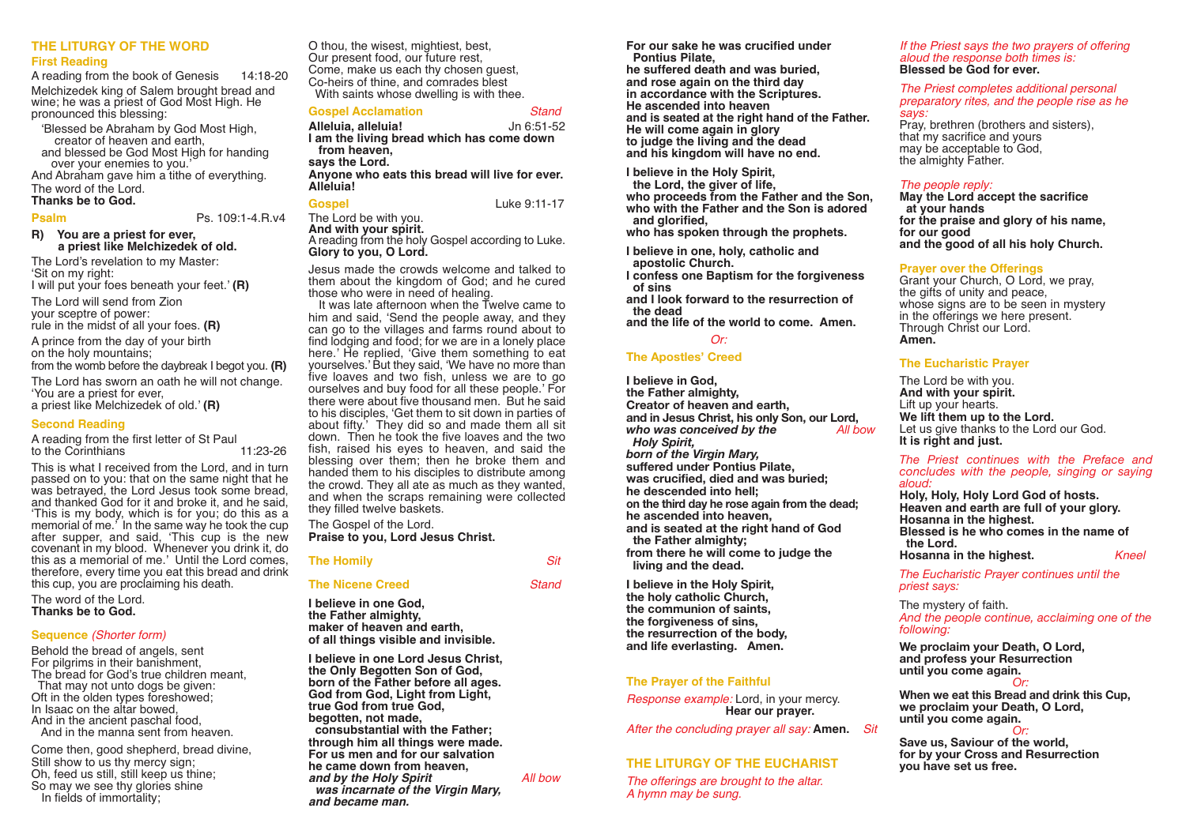## THE LITURGY OF THE WORD

### First Reading

A reading from the book of Genesis 14:18-20

Melchizedek king of Salem brought bread and wine; he was a priest of God Most High. He pronounced this blessing:

'Blessed be Abraham by God Most High,
creator of heaven and earth,
and blessed be God Most High for handing
over your enemies to you.'

And Abraham gave him a tithe of everything.

The word of the Lord.
**Thanks be to God.**

### Psalm

Ps. 109:1-4.R.v4

**R) You are a priest for ever,
a priest like Melchizedek of old.**

The Lord's revelation to my Master:
'Sit on my right:
I will put your foes beneath your feet.' **(R)**

The Lord will send from Zion
your sceptre of power:
rule in the midst of all your foes. **(R)**

A prince from the day of your birth
on the holy mountains;
from the womb before the daybreak I begot you. **(R)**

The Lord has sworn an oath he will not change.
'You are a priest for ever,
a priest like Melchizedek of old.' **(R)**

### Second Reading

A reading from the first letter of St Paul to the Corinthians 11:23-26

This is what I received from the Lord, and in turn passed on to you: that on the same night that he was betrayed, the Lord Jesus took some bread, and thanked God for it and broke it, and he said, 'This is my body, which is for you; do this as a memorial of me.' In the same way he took the cup after supper, and said, 'This cup is the new covenant in my blood. Whenever you drink it, do this as a memorial of me.' Until the Lord comes, therefore, every time you eat this bread and drink this cup, you are proclaiming his death.

The word of the Lord.
**Thanks be to God.**

### Sequence *(Shorter form)*

Behold the bread of angels, sent
For pilgrims in their banishment,
The bread for God's true children meant,
That may not unto dogs be given:
Oft in the olden types foreshowed;
In Isaac on the altar bowed,
And in the ancient paschal food,
And in the manna sent from heaven.

Come then, good shepherd, bread divine,
Still show to us thy mercy sign;
Oh, feed us still, still keep us thine;
So may we see thy glories shine
In fields of immortality;

O thou, the wisest, mightiest, best,
Our present food, our future rest,
Come, make us each thy chosen guest,
Co-heirs of thine, and comrades blest
With saints whose dwelling is with thee.

### Gospel Acclamation *Stand*

**Alleluia, alleluia!** Jn 6:51-52
**I am the living bread which has come down from heaven,
says the Lord.
Anyone who eats this bread will live for ever.
Alleluia!**

### Gospel

Luke 9:11-17

The Lord be with you.
**And with your spirit.**
A reading from the holy Gospel according to Luke.
**Glory to you, O Lord.**

Jesus made the crowds welcome and talked to them about the kingdom of God; and he cured those who were in need of healing.

It was late afternoon when the Twelve came to him and said, 'Send the people away, and they can go to the villages and farms round about to find lodging and food; for we are in a lonely place here.' He replied, 'Give them something to eat yourselves.' But they said, 'We have no more than five loaves and two fish, unless we are to go ourselves and buy food for all these people.' For there were about five thousand men. But he said to his disciples, 'Get them to sit down in parties of about fifty.' They did so and made them all sit down. Then he took the five loaves and the two fish, raised his eyes to heaven, and said the blessing over them; then he broke them and handed them to his disciples to distribute among the crowd. They all ate as much as they wanted, and when the scraps remaining were collected they filled twelve baskets.

The Gospel of the Lord.
**Praise to you, Lord Jesus Christ.**

### The Homily *Sit*

### The Nicene Creed *Stand*

**I believe in one God,
the Father almighty,
maker of heaven and earth,
of all things visible and invisible.**

**I believe in one Lord Jesus Christ,
the Only Begotten Son of God,
born of the Father before all ages.
God from God, Light from Light,
true God from true God,
begotten, not made,
consubstantial with the Father;
through him all things were made.
For us men and for our salvation
he came down from heaven,
*and by the Holy Spirit*** *All bow*
***was incarnate of the Virgin Mary,
and became man.***
**For our sake he was crucified under
Pontius Pilate,
he suffered death and was buried,
and rose again on the third day
in accordance with the Scriptures.
He ascended into heaven
and is seated at the right hand of the Father.
He will come again in glory
to judge the living and the dead
and his kingdom will have no end.**

**I believe in the Holy Spirit,
the Lord, the giver of life,
who proceeds from the Father and the Son,
who with the Father and the Son is adored
and glorified,
who has spoken through the prophets.**

**I believe in one, holy, catholic and
apostolic Church.
I confess one Baptism for the forgiveness
of sins
and I look forward to the resurrection of
the dead
and the life of the world to come. Amen.**

*Or:*

### The Apostles' Creed

**I believe in God,
the Father almighty,
Creator of heaven and earth,
and in Jesus Christ, his only Son, our Lord,
*who was conceived by the*** *All bow*
***Holy Spirit,
born of the Virgin Mary,***
**suffered under Pontius Pilate,
was crucified, died and was buried;
he descended into hell;
on the third day he rose again from the dead;
he ascended into heaven,
and is seated at the right hand of God
the Father almighty;
from there he will come to judge the
living and the dead.**

**I believe in the Holy Spirit,
the holy catholic Church,
the communion of saints,
the forgiveness of sins,
the resurrection of the body,
and life everlasting. Amen.**

### The Prayer of the Faithful

*Response example:* Lord, in your mercy.
**Hear our prayer.**

*After the concluding prayer all say:* **Amen.** *Sit*

## THE LITURGY OF THE EUCHARIST

*The offerings are brought to the altar.
A hymn may be sung.*

*If the Priest says the two prayers of offering aloud the response both times is:*
**Blessed be God for ever.**

*The Priest completes additional personal preparatory rites, and the people rise as he says:*
Pray, brethren (brothers and sisters),
that my sacrifice and yours
may be acceptable to God,
the almighty Father.

*The people reply:*
**May the Lord accept the sacrifice
at your hands
for the praise and glory of his name,
for our good
and the good of all his holy Church.**

### Prayer over the Offerings

Grant your Church, O Lord, we pray,
the gifts of unity and peace,
whose signs are to be seen in mystery
in the offerings we here present.
Through Christ our Lord.
**Amen.**

### The Eucharistic Prayer

The Lord be with you.
**And with your spirit.**
Lift up your hearts.
**We lift them up to the Lord.**
Let us give thanks to the Lord our God.
**It is right and just.**

*The Priest continues with the Preface and concludes with the people, singing or saying aloud:*
**Holy, Holy, Holy Lord God of hosts.
Heaven and earth are full of your glory.
Hosanna in the highest.
Blessed is he who comes in the name of
the Lord.
Hosanna in the highest.** *Kneel*

*The Eucharistic Prayer continues until the priest says:*

The mystery of faith.
*And the people continue, acclaiming one of the following:*

**We proclaim your Death, O Lord,
and profess your Resurrection
until you come again.**

*Or:*

**When we eat this Bread and drink this Cup,
we proclaim your Death, O Lord,
until you come again.**

*Or:*

**Save us, Saviour of the world,
for by your Cross and Resurrection
you have set us free.**